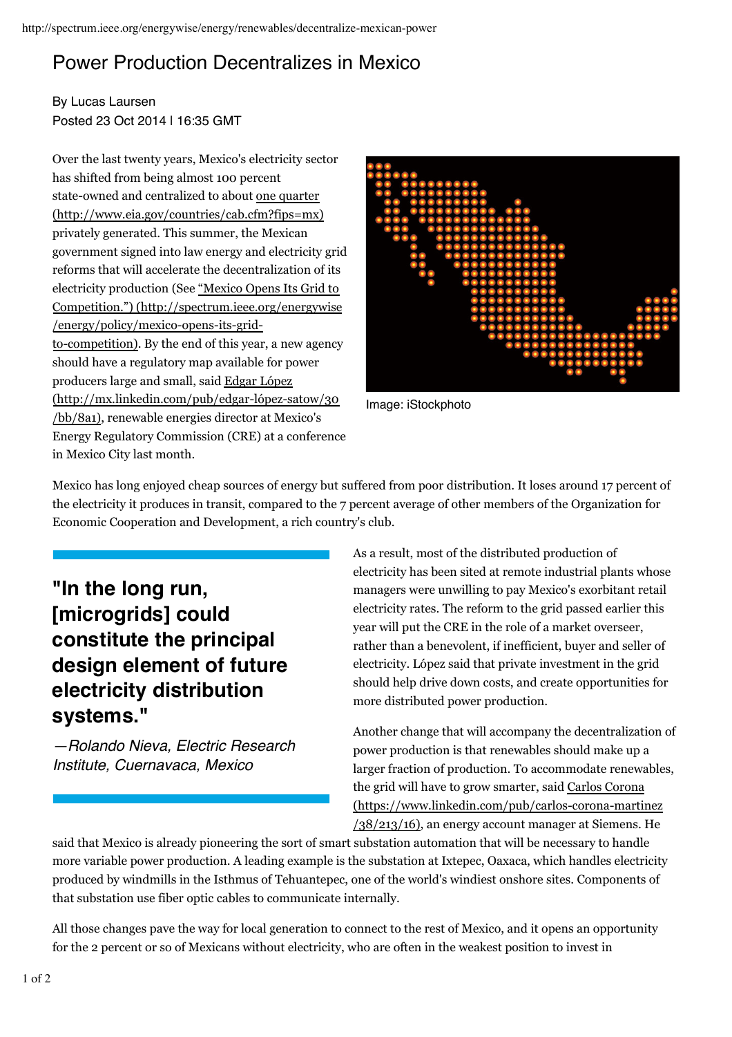# Power Production Decentralizes in Mexico

By Lucas Laursen
Posted 23 Oct 2014 | 16:35 GMT

Over the last twenty years, Mexico's electricity sector has shifted from being almost 100 percent state-owned and centralized to about one quarter (http://www.eia.gov/countries/cab.cfm?fips=mx) privately generated. This summer, the Mexican government signed into law energy and electricity grid reforms that will accelerate the decentralization of its electricity production (See "Mexico Opens Its Grid to Competition.") (http://spectrum.ieee.org/energywise/energy/policy/mexico-opens-its-grid-to-competition). By the end of this year, a new agency should have a regulatory map available for power producers large and small, said Edgar López (http://mx.linkedin.com/pub/edgar-lópez-satow/30/bb/8a1), renewable energies director at Mexico's Energy Regulatory Commission (CRE) at a conference in Mexico City last month.

Image: iStockphoto

Mexico has long enjoyed cheap sources of energy but suffered from poor distribution. It loses around 17 percent of the electricity it produces in transit, compared to the 7 percent average of other members of the Organization for Economic Cooperation and Development, a rich country's club.

> **"In the long run, [microgrids] could constitute the principal design element of future electricity distribution systems."**
>
> *—Rolando Nieva, Electric Research Institute, Cuernavaca, Mexico*

As a result, most of the distributed production of electricity has been sited at remote industrial plants whose managers were unwilling to pay Mexico's exorbitant retail electricity rates. The reform to the grid passed earlier this year will put the CRE in the role of a market overseer, rather than a benevolent, if inefficient, buyer and seller of electricity. López said that private investment in the grid should help drive down costs, and create opportunities for more distributed power production.

Another change that will accompany the decentralization of power production is that renewables should make up a larger fraction of production. To accommodate renewables, the grid will have to grow smarter, said Carlos Corona (https://www.linkedin.com/pub/carlos-corona-martinez/38/213/16), an energy account manager at Siemens. He said that Mexico is already pioneering the sort of smart substation automation that will be necessary to handle more variable power production. A leading example is the substation at Ixtepec, Oaxaca, which handles electricity produced by windmills in the Isthmus of Tehuantepec, one of the world's windiest onshore sites. Components of that substation use fiber optic cables to communicate internally.

All those changes pave the way for local generation to connect to the rest of Mexico, and it opens an opportunity for the 2 percent or so of Mexicans without electricity, who are often in the weakest position to invest in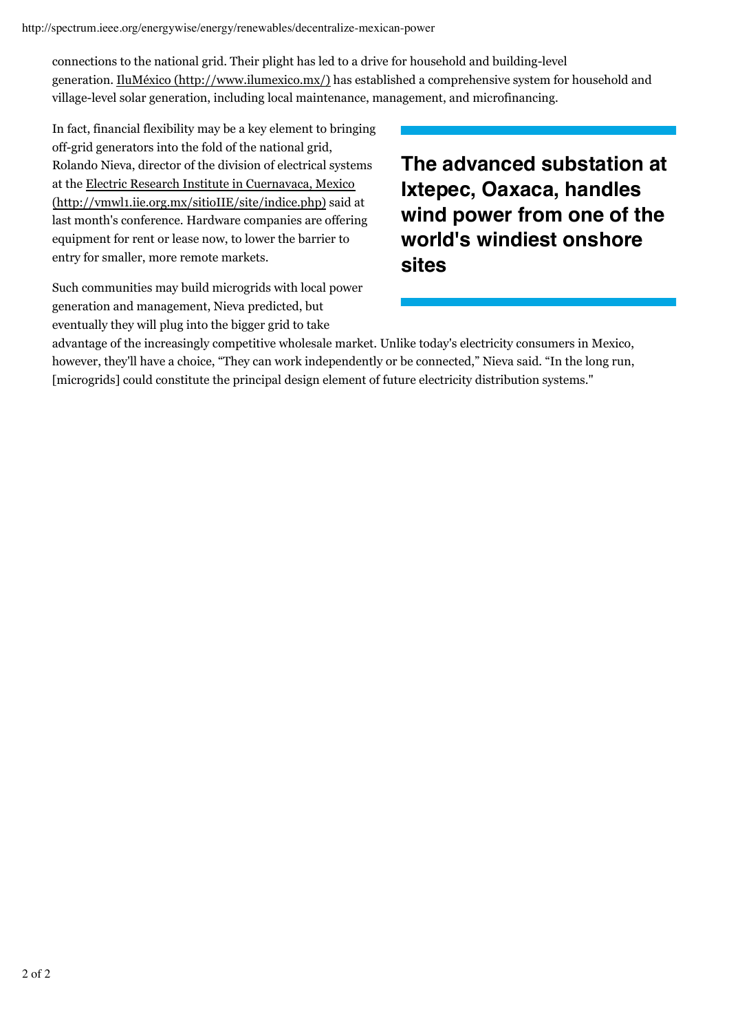connections to the national grid. Their plight has led to a drive for household and building-level generation. IluMéxico (http://www.ilumexico.mx/) has established a comprehensive system for household and village-level solar generation, including local maintenance, management, and microfinancing.

In fact, financial flexibility may be a key element to bringing off-grid generators into the fold of the national grid, Rolando Nieva, director of the division of electrical systems at the Electric Research Institute in Cuernavaca, Mexico (http://vmwl1.iie.org.mx/sitioIIE/site/indice.php) said at last month's conference. Hardware companies are offering equipment for rent or lease now, to lower the barrier to entry for smaller, more remote markets.

**The advanced substation at Ixtepec, Oaxaca, handles wind power from one of the world's windiest onshore sites**

Such communities may build microgrids with local power generation and management, Nieva predicted, but eventually they will plug into the bigger grid to take advantage of the increasingly competitive wholesale market. Unlike today's electricity consumers in Mexico, however, they'll have a choice, “They can work independently or be connected,” Nieva said. “In the long run, [microgrids] could constitute the principal design element of future electricity distribution systems."